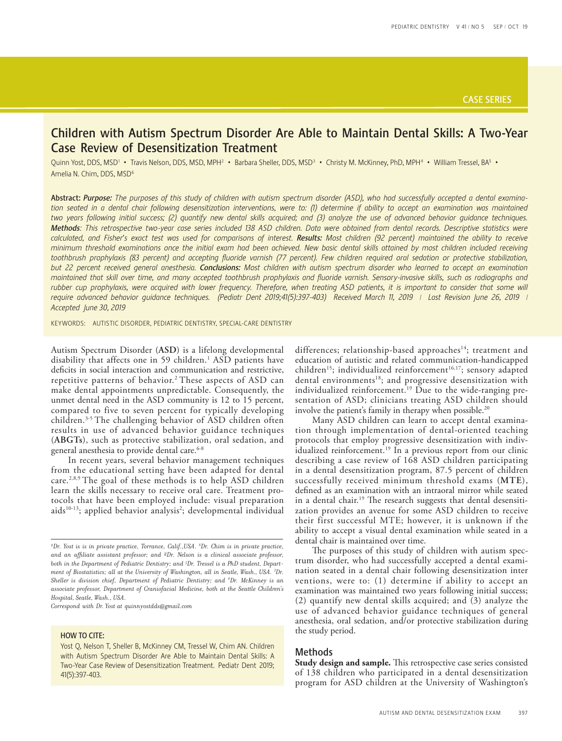CASE SERIES

# Children with Autism Spectrum Disorder Are Able to Maintain Dental Skills: A Two-Year Case Review of Desensitization Treatment

Quinn Yost, DDS, MSD[1] • Travis Nelson, DDS, MSD, MPH[2] • Barbara Sheller, DDS, MSD[3] • Christy M. McKinney, PhD, MPH[4] • William Tressel, BA[5] • Amelia N. Chim, DDS, MSD[6]

**Abstract:** ***Purpose:*** *The purposes of this study of children with autism spectrum disorder (ASD), who had successfully accepted a dental examination seated in a dental chair following desensitization interventions, were to: (1) determine if ability to accept an examination was maintained two years following initial success; (2) quantify new dental skills acquired; and (3) analyze the use of advanced behavior guidance techniques.* ***Methods****: This retrospective two-year case series included 138 ASD children. Data were obtained from dental records. Descriptive statistics were calculated, and Fisher's exact test was used for comparisons of interest.* ***Results:*** *Most children (92 percent) maintained the ability to receive minimum threshold examinations once the initial exam had been achieved. New basic dental skills attained by most children included receiving toothbrush prophylaxis (83 percent) and accepting fluoride varnish (77 percent). Few children required oral sedation or protective stabilization, but 22 percent received general anesthesia.* ***Conclusions:*** *Most children with autism spectrum disorder who learned to accept an examination maintained that skill over time, and many accepted toothbrush prophylaxis and fluoride varnish. Sensory-invasive skills, such as radiographs and rubber cup prophylaxis, were acquired with lower frequency. Therefore, when treating ASD patients, it is important to consider that some will require advanced behavior guidance techniques. (Pediatr Dent 2019;41(5):397-403) Received March 11, 2019 | Last Revision June 26, 2019 | Accepted June 30, 2019*

KEYWORDS: AUTISTIC DISORDER, PEDIATRIC DENTISTRY, SPECIAL-CARE DENTISTRY

Autism Spectrum Disorder (**ASD**) is a lifelong developmental disability that affects one in 59 children.[1] ASD patients have deficits in social interaction and communication and restrictive, repetitive patterns of behavior.[2] These aspects of ASD can make dental appointments unpredictable. Consequently, the unmet dental need in the ASD community is 12 to 15 percent, compared to five to seven percent for typically developing children.[3-5] The challenging behavior of ASD children often results in use of advanced behavior guidance techniques (**ABGTs**), such as protective stabilization, oral sedation, and general anesthesia to provide dental care.[6-8]

In recent years, several behavior management techniques from the educational setting have been adapted for dental care.[2,8,9] The goal of these methods is to help ASD children learn the skills necessary to receive oral care. Treatment protocols that have been employed include: visual preparation aids[10-13]; applied behavior analysis[2]; developmental individual differences; relationship-based approaches[14]; treatment and education of autistic and related communication-handicapped children[15]; individualized reinforcement[16,17]; sensory adapted dental environments[18]; and progressive desensitization with individualized reinforcement.[19] Due to the wide-ranging presentation of ASD; clinicians treating ASD children should involve the patient's family in therapy when possible.[20]

Many ASD children can learn to accept dental examination through implementation of dental-oriented teaching protocols that employ progressive desensitization with individualized reinforcement.[19] In a previous report from our clinic describing a case review of 168 ASD children participating in a dental desensitization program, 87.5 percent of children successfully received minimum threshold exams (**MTE**), defined as an examination with an intraoral mirror while seated in a dental chair.[19] The research suggests that dental desensitization provides an avenue for some ASD children to receive their first successful MTE; however, it is unknown if the ability to accept a visual dental examination while seated in a dental chair is maintained over time.

The purposes of this study of children with autism spectrum disorder, who had successfully accepted a dental examination seated in a dental chair following desensitization interventions, were to: (1) determine if ability to accept an examination was maintained two years following initial success; (2) quantify new dental skills acquired; and (3) analyze the use of advanced behavior guidance techniques of general anesthesia, oral sedation, and/or protective stabilization during the study period.

## Methods

**Study design and sample.** This retrospective case series consisted of 138 children who participated in a dental desensitization program for ASD children at the University of Washington's

---

[1]*Dr. Yost is is in private practice, Torrance, Calif.,USA.* [6]*Dr. Chim is in private practice, and an affiliate assistant professor; and* [2]*Dr. Nelson is a clinical associate professor, both in the Department of Pediatric Dentistry; and* [5]*Dr. Tressel is a PhD student, Department of Biostatistics; all at the University of Washington, all in Seatle, Wash., USA.* [3]*Dr. Sheller is division chief, Department of Pediatric Dentistry; and* [4]*Dr. McKinney is an associate professor, Department of Craniofacial Medicine, both at the Seattle Children's Hospital, Seatle, Wash., USA.*

*Correspond with Dr. Yost at quinnyostdds@gmail.com*

**HOW TO CITE:**

Yost Q, Nelson T, Sheller B, McKinney CM, Tressel W, Chim AN. Children with Autism Spectrum Disorder Are Able to Maintain Dental Skills: A Two-Year Case Review of Desensitization Treatment. Pediatr Dent 2019; 41(5):397-403.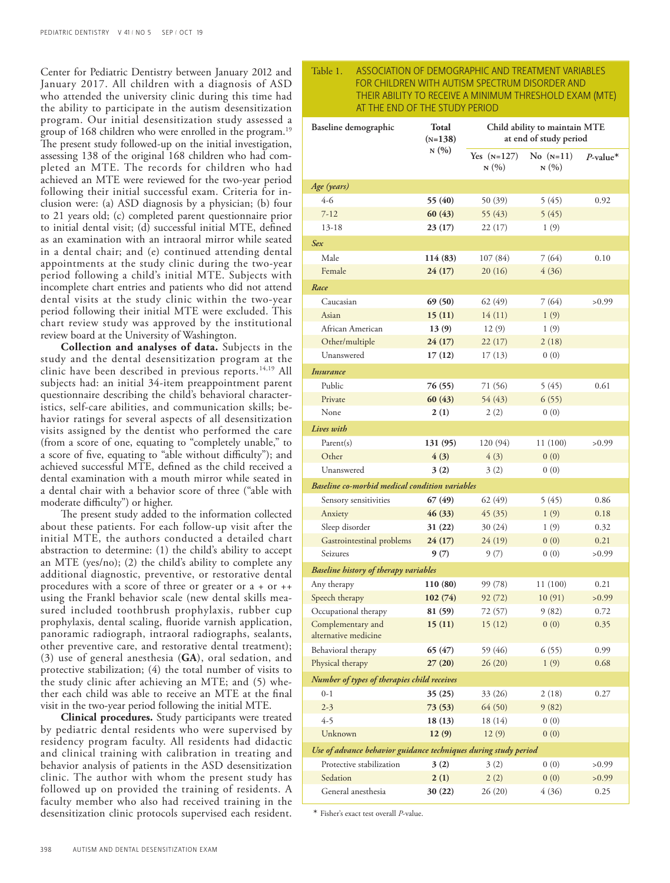Center for Pediatric Dentistry between January 2012 and January 2017. All children with a diagnosis of ASD who attended the university clinic during this time had the ability to participate in the autism desensitization program. Our initial desensitization study assessed a group of 168 children who were enrolled in the program.[19] The present study followed-up on the initial investigation, assessing 138 of the original 168 children who had completed an MTE. The records for children who had achieved an MTE were reviewed for the two-year period following their initial successful exam. Criteria for inclusion were: (a) ASD diagnosis by a physician; (b) four to 21 years old; (c) completed parent questionnaire prior to initial dental visit; (d) successful initial MTE, defined as an examination with an intraoral mirror while seated in a dental chair; and (e) continued attending dental appointments at the study clinic during the two-year period following a child's initial MTE. Subjects with incomplete chart entries and patients who did not attend dental visits at the study clinic within the two-year period following their initial MTE were excluded. This chart review study was approved by the institutional review board at the University of Washington.

**Collection and analyses of data.** Subjects in the study and the dental desensitization program at the clinic have been described in previous reports.[14,19] All subjects had: an initial 34-item preappointment parent questionnaire describing the child's behavioral characteristics, self-care abilities, and communication skills; behavior ratings for several aspects of all desensitization visits assigned by the dentist who performed the care (from a score of one, equating to "completely unable," to a score of five, equating to "able without difficulty"); and achieved successful MTE, defined as the child received a dental examination with a mouth mirror while seated in a dental chair with a behavior score of three ("able with moderate difficulty") or higher.

The present study added to the information collected about these patients. For each follow-up visit after the initial MTE, the authors conducted a detailed chart abstraction to determine: (1) the child's ability to accept an MTE (yes/no); (2) the child's ability to complete any additional diagnostic, preventive, or restorative dental procedures with a score of three or greater or a + or ++ using the Frankl behavior scale (new dental skills measured included toothbrush prophylaxis, rubber cup prophylaxis, dental scaling, fluoride varnish application, panoramic radiograph, intraoral radiographs, sealants, other preventive care, and restorative dental treatment); (3) use of general anesthesia (**GA**), oral sedation, and protective stabilization; (4) the total number of visits to the study clinic after achieving an MTE; and (5) whether each child was able to receive an MTE at the final visit in the two-year period following the initial MTE.

**Clinical procedures.** Study participants were treated by pediatric dental residents who were supervised by residency program faculty. All residents had didactic and clinical training with calibration in treating and behavior analysis of patients in the ASD desensitization clinic. The author with whom the present study has followed up on provided the training of residents. A faculty member who also had received training in the desensitization clinic protocols supervised each resident.

Table 1. ASSOCIATION OF DEMOGRAPHIC AND TREATMENT VARIABLES FOR CHILDREN WITH AUTISM SPECTRUM DISORDER AND THEIR ABILITY TO RECEIVE A MINIMUM THRESHOLD EXAM (MTE) AT THE END OF THE STUDY PERIOD

| Baseline demographic | Total (N=138) N (%) | Child ability to maintain MTE at end of study period | | |
|---|---|---|---|---|
| | | Yes (N=127) N (%) | No (N=11) N (%) | *P*-value* |
| ***Age (years)*** | | | | |
| 4-6 | **55 (40)** | 50 (39) | 5 (45) | 0.92 |
| 7-12 | **60 (43)** | 55 (43) | 5 (45) | |
| 13-18 | **23 (17)** | 22 (17) | 1 (9) | |
| ***Sex*** | | | | |
| Male | **114 (83)** | 107 (84) | 7 (64) | 0.10 |
| Female | **24 (17)** | 20 (16) | 4 (36) | |
| ***Race*** | | | | |
| Caucasian | **69 (50)** | 62 (49) | 7 (64) | >0.99 |
| Asian | **15 (11)** | 14 (11) | 1 (9) | |
| African American | **13 (9)** | 12 (9) | 1 (9) | |
| Other/multiple | **24 (17)** | 22 (17) | 2 (18) | |
| Unanswered | **17 (12)** | 17 (13) | 0 (0) | |
| ***Insurance*** | | | | |
| Public | **76 (55)** | 71 (56) | 5 (45) | 0.61 |
| Private | **60 (43)** | 54 (43) | 6 (55) | |
| None | **2 (1)** | 2 (2) | 0 (0) | |
| ***Lives with*** | | | | |
| Parent(s) | **131 (95)** | 120 (94) | 11 (100) | >0.99 |
| Other | **4 (3)** | 4 (3) | 0 (0) | |
| Unanswered | **3 (2)** | 3 (2) | 0 (0) | |
| ***Baseline co-morbid medical condition variables*** | | | | |
| Sensory sensitivities | **67 (49)** | 62 (49) | 5 (45) | 0.86 |
| Anxiety | **46 (33)** | 45 (35) | 1 (9) | 0.18 |
| Sleep disorder | **31 (22)** | 30 (24) | 1 (9) | 0.32 |
| Gastrointestinal problems | **24 (17)** | 24 (19) | 0 (0) | 0.21 |
| Seizures | **9 (7)** | 9 (7) | 0 (0) | >0.99 |
| ***Baseline history of therapy variables*** | | | | |
| Any therapy | **110 (80)** | 99 (78) | 11 (100) | 0.21 |
| Speech therapy | **102 (74)** | 92 (72) | 10 (91) | >0.99 |
| Occupational therapy | **81 (59)** | 72 (57) | 9 (82) | 0.72 |
| Complementary and alternative medicine | **15 (11)** | 15 (12) | 0 (0) | 0.35 |
| Behavioral therapy | **65 (47)** | 59 (46) | 6 (55) | 0.99 |
| Physical therapy | **27 (20)** | 26 (20) | 1 (9) | 0.68 |
| ***Number of types of therapies child receives*** | | | | |
| 0-1 | **35 (25)** | 33 (26) | 2 (18) | 0.27 |
| 2-3 | **73 (53)** | 64 (50) | 9 (82) | |
| 4-5 | **18 (13)** | 18 (14) | 0 (0) | |
| Unknown | **12 (9)** | 12 (9) | 0 (0) | |
| ***Use of advance behavior guidance techniques during study period*** | | | | |
| Protective stabilization | **3 (2)** | 3 (2) | 0 (0) | >0.99 |
| Sedation | **2 (1)** | 2 (2) | 0 (0) | >0.99 |
| General anesthesia | **30 (22)** | 26 (20) | 4 (36) | 0.25 |

\* Fisher's exact test overall *P*-value.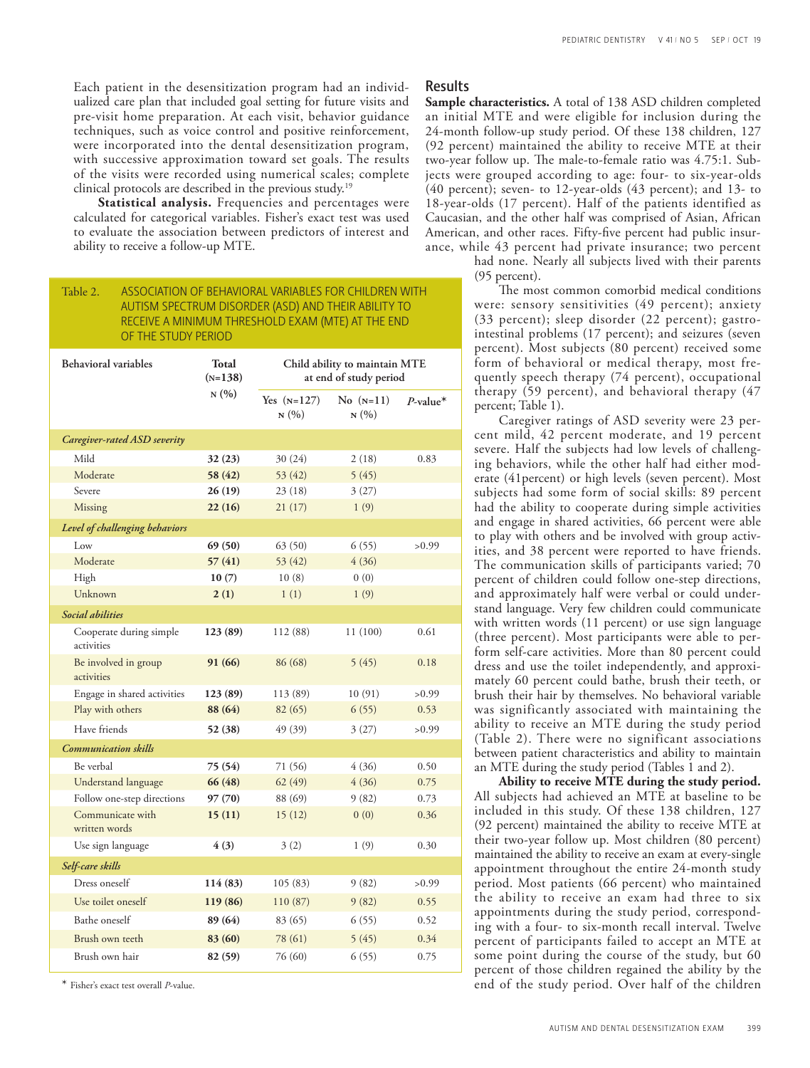Each patient in the desensitization program had an individualized care plan that included goal setting for future visits and pre-visit home preparation. At each visit, behavior guidance techniques, such as voice control and positive reinforcement, were incorporated into the dental desensitization program, with successive approximation toward set goals. The results of the visits were recorded using numerical scales; complete clinical protocols are described in the previous study.[19]

**Statistical analysis.** Frequencies and percentages were calculated for categorical variables. Fisher's exact test was used to evaluate the association between predictors of interest and ability to receive a follow-up MTE.

Table 2. ASSOCIATION OF BEHAVIORAL VARIABLES FOR CHILDREN WITH AUTISM SPECTRUM DISORDER (ASD) AND THEIR ABILITY TO RECEIVE A MINIMUM THRESHOLD EXAM (MTE) AT THE END OF THE STUDY PERIOD

| Behavioral variables | Total (N=138) N (%) | Child ability to maintain MTE at end of study period | | |
|---|---|---|---|---|
| | | Yes (N=127) N (%) | No (N=11) N (%) | P-value* |
| ***Caregiver-rated ASD severity*** | | | | |
| Mild | **32 (23)** | 30 (24) | 2 (18) | 0.83 |
| Moderate | **58 (42)** | 53 (42) | 5 (45) | |
| Severe | **26 (19)** | 23 (18) | 3 (27) | |
| Missing | **22 (16)** | 21 (17) | 1 (9) | |
| ***Level of challenging behaviors*** | | | | |
| Low | **69 (50)** | 63 (50) | 6 (55) | >0.99 |
| Moderate | **57 (41)** | 53 (42) | 4 (36) | |
| High | **10 (7)** | 10 (8) | 0 (0) | |
| Unknown | **2 (1)** | 1 (1) | 1 (9) | |
| ***Social abilities*** | | | | |
| Cooperate during simple activities | **123 (89)** | 112 (88) | 11 (100) | 0.61 |
| Be involved in group activities | **91 (66)** | 86 (68) | 5 (45) | 0.18 |
| Engage in shared activities | **123 (89)** | 113 (89) | 10 (91) | >0.99 |
| Play with others | **88 (64)** | 82 (65) | 6 (55) | 0.53 |
| Have friends | **52 (38)** | 49 (39) | 3 (27) | >0.99 |
| ***Communication skills*** | | | | |
| Be verbal | **75 (54)** | 71 (56) | 4 (36) | 0.50 |
| Understand language | **66 (48)** | 62 (49) | 4 (36) | 0.75 |
| Follow one-step directions | **97 (70)** | 88 (69) | 9 (82) | 0.73 |
| Communicate with written words | **15 (11)** | 15 (12) | 0 (0) | 0.36 |
| Use sign language | **4 (3)** | 3 (2) | 1 (9) | 0.30 |
| ***Self-care skills*** | | | | |
| Dress oneself | **114 (83)** | 105 (83) | 9 (82) | >0.99 |
| Use toilet oneself | **119 (86)** | 110 (87) | 9 (82) | 0.55 |
| Bathe oneself | **89 (64)** | 83 (65) | 6 (55) | 0.52 |
| Brush own teeth | **83 (60)** | 78 (61) | 5 (45) | 0.34 |
| Brush own hair | **82 (59)** | 76 (60) | 6 (55) | 0.75 |

\* Fisher's exact test overall P-value.

## Results

**Sample characteristics.** A total of 138 ASD children completed an initial MTE and were eligible for inclusion during the 24-month follow-up study period. Of these 138 children, 127 (92 percent) maintained the ability to receive MTE at their two-year follow up. The male-to-female ratio was 4.75:1. Subjects were grouped according to age: four- to six-year-olds (40 percent); seven- to 12-year-olds (43 percent); and 13- to 18-year-olds (17 percent). Half of the patients identified as Caucasian, and the other half was comprised of Asian, African American, and other races. Fifty-five percent had public insurance, while 43 percent had private insurance; two percent had none. Nearly all subjects lived with their parents (95 percent).

The most common comorbid medical conditions were: sensory sensitivities (49 percent); anxiety (33 percent); sleep disorder (22 percent); gastrointestinal problems (17 percent); and seizures (seven percent). Most subjects (80 percent) received some form of behavioral or medical therapy, most frequently speech therapy (74 percent), occupational therapy (59 percent), and behavioral therapy (47 percent; Table 1).

Caregiver ratings of ASD severity were 23 percent mild, 42 percent moderate, and 19 percent severe. Half the subjects had low levels of challenging behaviors, while the other half had either moderate (41percent) or high levels (seven percent). Most subjects had some form of social skills: 89 percent had the ability to cooperate during simple activities and engage in shared activities, 66 percent were able to play with others and be involved with group activities, and 38 percent were reported to have friends. The communication skills of participants varied; 70 percent of children could follow one-step directions, and approximately half were verbal or could understand language. Very few children could communicate with written words (11 percent) or use sign language (three percent). Most participants were able to perform self-care activities. More than 80 percent could dress and use the toilet independently, and approximately 60 percent could bathe, brush their teeth, or brush their hair by themselves. No behavioral variable was significantly associated with maintaining the ability to receive an MTE during the study period (Table 2). There were no significant associations between patient characteristics and ability to maintain an MTE during the study period (Tables 1 and 2).

**Ability to receive MTE during the study period.** All subjects had achieved an MTE at baseline to be included in this study. Of these 138 children, 127 (92 percent) maintained the ability to receive MTE at their two-year follow up. Most children (80 percent) maintained the ability to receive an exam at every-single appointment throughout the entire 24-month study period. Most patients (66 percent) who maintained the ability to receive an exam had three to six appointments during the study period, corresponding with a four- to six-month recall interval. Twelve percent of participants failed to accept an MTE at some point during the course of the study, but 60 percent of those children regained the ability by the end of the study period. Over half of the children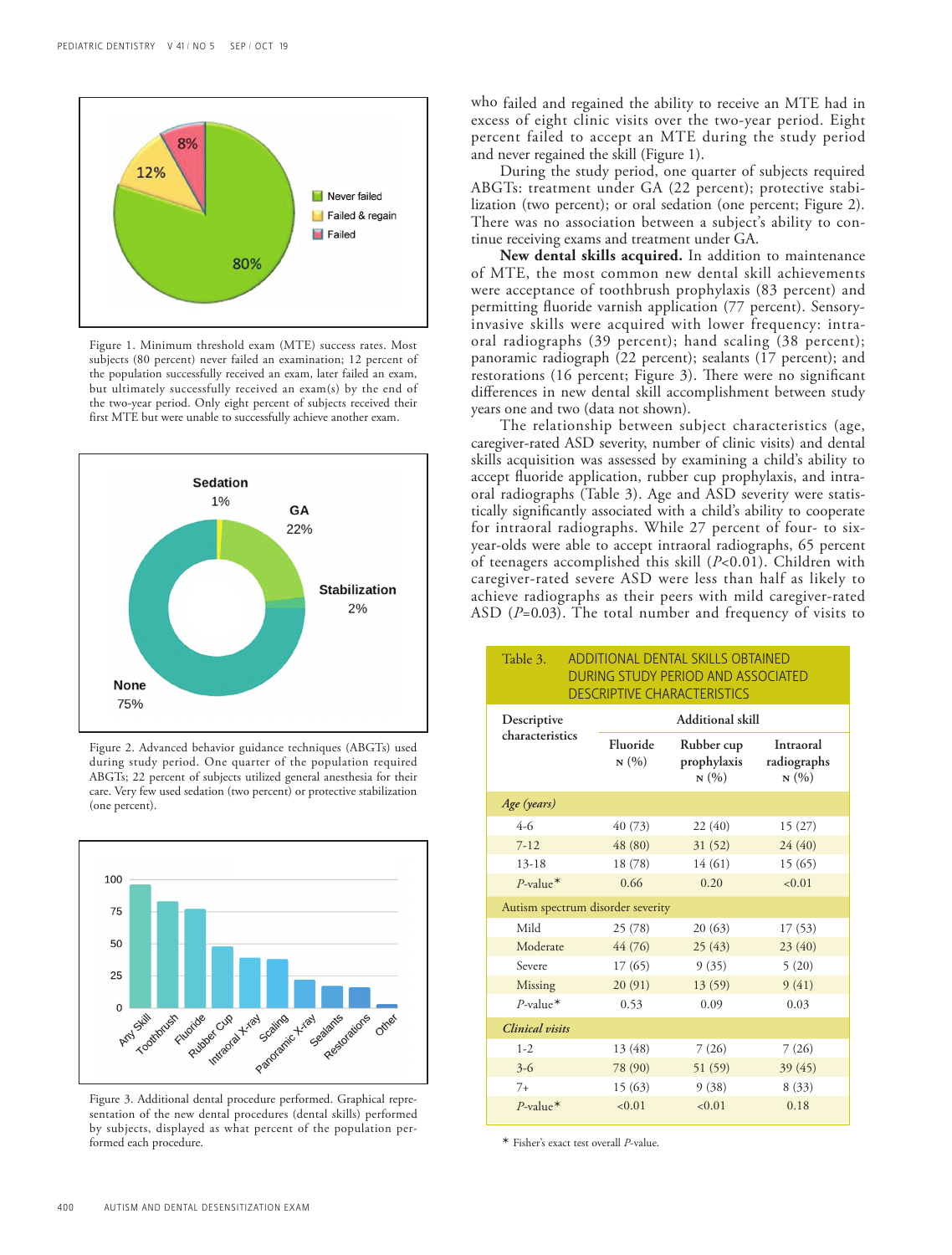Figure 1. Minimum threshold exam (MTE) success rates. Most subjects (80 percent) never failed an examination; 12 percent of the population successfully received an exam, later failed an exam, but ultimately successfully received an exam(s) by the end of the two-year period. Only eight percent of subjects received their first MTE but were unable to successfully achieve another exam.

Figure 2. Advanced behavior guidance techniques (ABGTs) used during study period. One quarter of the population required ABGTs; 22 percent of subjects utilized general anesthesia for their care. Very few used sedation (two percent) or protective stabilization (one percent).

Figure 3. Additional dental procedure performed. Graphical representation of the new dental procedures (dental skills) performed by subjects, displayed as what percent of the population performed each procedure.

who failed and regained the ability to receive an MTE had in excess of eight clinic visits over the two-year period. Eight percent failed to accept an MTE during the study period and never regained the skill (Figure 1).

During the study period, one quarter of subjects required ABGTs: treatment under GA (22 percent); protective stabilization (two percent); or oral sedation (one percent; Figure 2). There was no association between a subject's ability to continue receiving exams and treatment under GA.

**New dental skills acquired.** In addition to maintenance of MTE, the most common new dental skill achievements were acceptance of toothbrush prophylaxis (83 percent) and permitting fluoride varnish application (77 percent). Sensory-invasive skills were acquired with lower frequency: intraoral radiographs (39 percent); hand scaling (38 percent); panoramic radiograph (22 percent); sealants (17 percent); and restorations (16 percent; Figure 3). There were no significant differences in new dental skill accomplishment between study years one and two (data not shown).

The relationship between subject characteristics (age, caregiver-rated ASD severity, number of clinic visits) and dental skills acquisition was assessed by examining a child's ability to accept fluoride application, rubber cup prophylaxis, and intraoral radiographs (Table 3). Age and ASD severity were statistically significantly associated with a child's ability to cooperate for intraoral radiographs. While 27 percent of four- to six-year-olds were able to accept intraoral radiographs, 65 percent of teenagers accomplished this skill ($P<0.01$). Children with caregiver-rated severe ASD were less than half as likely to achieve radiographs as their peers with mild caregiver-rated ASD ($P=0.03$). The total number and frequency of visits to

Table 3. ADDITIONAL DENTAL SKILLS OBTAINED DURING STUDY PERIOD AND ASSOCIATED DESCRIPTIVE CHARACTERISTICS

| Descriptive characteristics | Additional skill | | |
|---|---|---|---|
| | Fluoride N (%) | Rubber cup prophylaxis N (%) | Intraoral radiographs N (%) |
| *Age (years)* | | | |
| 4-6 | 40 (73) | 22 (40) | 15 (27) |
| 7-12 | 48 (80) | 31 (52) | 24 (40) |
| 13-18 | 18 (78) | 14 (61) | 15 (65) |
| *P*-value* | 0.66 | 0.20 | <0.01 |
| Autism spectrum disorder severity | | | |
| Mild | 25 (78) | 20 (63) | 17 (53) |
| Moderate | 44 (76) | 25 (43) | 23 (40) |
| Severe | 17 (65) | 9 (35) | 5 (20) |
| Missing | 20 (91) | 13 (59) | 9 (41) |
| *P*-value* | 0.53 | 0.09 | 0.03 |
| *Clinical visits* | | | |
| 1-2 | 13 (48) | 7 (26) | 7 (26) |
| 3-6 | 78 (90) | 51 (59) | 39 (45) |
| 7+ | 15 (63) | 9 (38) | 8 (33) |
| *P*-value* | <0.01 | <0.01 | 0.18 |

* Fisher's exact test overall *P*-value.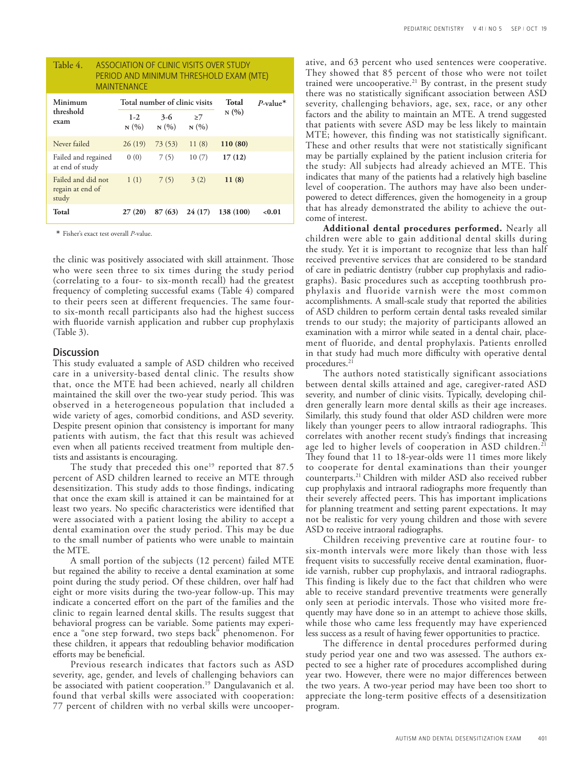Table 4. ASSOCIATION OF CLINIC VISITS OVER STUDY PERIOD AND MINIMUM THRESHOLD EXAM (MTE) MAINTENANCE

| Minimum threshold exam | Total number of clinic visits | | | Total N (%) | *P*-value* |
|---|---|---|---|---|---|
| | 1-2 N (%) | 3-6 N (%) | ≥7 N (%) | | |
| Never failed | 26 (19) | 73 (53) | 11 (8) | **110 (80)** | |
| Failed and regained at end of study | 0 (0) | 7 (5) | 10 (7) | **17 (12)** | |
| Failed and did not regain at end of study | 1 (1) | 7 (5) | 3 (2) | **11 (8)** | |
| **Total** | **27 (20)** | **87 (63)** | **24 (17)** | **138 (100)** | **<0.01** |

\* Fisher's exact test overall *P*-value.

the clinic was positively associated with skill attainment. Those who were seen three to six times during the study period (correlating to a four- to six-month recall) had the greatest frequency of completing successful exams (Table 4) compared to their peers seen at different frequencies. The same four- to six-month recall participants also had the highest success with fluoride varnish application and rubber cup prophylaxis (Table 3).

## Discussion

This study evaluated a sample of ASD children who received care in a university-based dental clinic. The results show that, once the MTE had been achieved, nearly all children maintained the skill over the two-year study period. This was observed in a heterogeneous population that included a wide variety of ages, comorbid conditions, and ASD severity. Despite present opinion that consistency is important for many patients with autism, the fact that this result was achieved even when all patients received treatment from multiple dentists and assistants is encouraging.

The study that preceded this one[19] reported that 87.5 percent of ASD children learned to receive an MTE through desensitization. This study adds to those findings, indicating that once the exam skill is attained it can be maintained for at least two years. No specific characteristics were identified that were associated with a patient losing the ability to accept a dental examination over the study period. This may be due to the small number of patients who were unable to maintain the MTE.

A small portion of the subjects (12 percent) failed MTE but regained the ability to receive a dental examination at some point during the study period. Of these children, over half had eight or more visits during the two-year follow-up. This may indicate a concerted effort on the part of the families and the clinic to regain learned dental skills. The results suggest that behavioral progress can be variable. Some patients may experience a "one step forward, two steps back" phenomenon. For these children, it appears that redoubling behavior modification efforts may be beneficial.

Previous research indicates that factors such as ASD severity, age, gender, and levels of challenging behaviors can be associated with patient cooperation.[19] Dangulavanich et al. found that verbal skills were associated with cooperation: 77 percent of children with no verbal skills were uncooperative, and 63 percent who used sentences were cooperative. They showed that 85 percent of those who were not toilet trained were uncooperative.[21] By contrast, in the present study there was no statistically significant association between ASD severity, challenging behaviors, age, sex, race, or any other factors and the ability to maintain an MTE. A trend suggested that patients with severe ASD may be less likely to maintain MTE; however, this finding was not statistically significant. These and other results that were not statistically significant may be partially explained by the patient inclusion criteria for the study: All subjects had already achieved an MTE. This indicates that many of the patients had a relatively high baseline level of cooperation. The authors may have also been underpowered to detect differences, given the homogeneity in a group that has already demonstrated the ability to achieve the outcome of interest.

**Additional dental procedures performed.** Nearly all children were able to gain additional dental skills during the study. Yet it is important to recognize that less than half received preventive services that are considered to be standard of care in pediatric dentistry (rubber cup prophylaxis and radiographs). Basic procedures such as accepting toothbrush prophylaxis and fluoride varnish were the most common accomplishments. A small-scale study that reported the abilities of ASD children to perform certain dental tasks revealed similar trends to our study; the majority of participants allowed an examination with a mirror while seated in a dental chair, placement of fluoride, and dental prophylaxis. Patients enrolled in that study had much more difficulty with operative dental procedures.[21]

The authors noted statistically significant associations between dental skills attained and age, caregiver-rated ASD severity, and number of clinic visits. Typically, developing children generally learn more dental skills as their age increases. Similarly, this study found that older ASD children were more likely than younger peers to allow intraoral radiographs. This correlates with another recent study's findings that increasing age led to higher levels of cooperation in ASD children.[21] They found that 11 to 18-year-olds were 11 times more likely to cooperate for dental examinations than their younger counterparts.[21] Children with milder ASD also received rubber cup prophylaxis and intraoral radiographs more frequently than their severely affected peers. This has important implications for planning treatment and setting parent expectations. It may not be realistic for very young children and those with severe ASD to receive intraoral radiographs.

Children receiving preventive care at routine four- to six-month intervals were more likely than those with less frequent visits to successfully receive dental examination, fluoride varnish, rubber cup prophylaxis, and intraoral radiographs. This finding is likely due to the fact that children who were able to receive standard preventive treatments were generally only seen at periodic intervals. Those who visited more frequently may have done so in an attempt to achieve those skills, while those who came less frequently may have experienced less success as a result of having fewer opportunities to practice.

The difference in dental procedures performed during study period year one and two was assessed. The authors expected to see a higher rate of procedures accomplished during year two. However, there were no major differences between the two years. A two-year period may have been too short to appreciate the long-term positive effects of a desensitization program.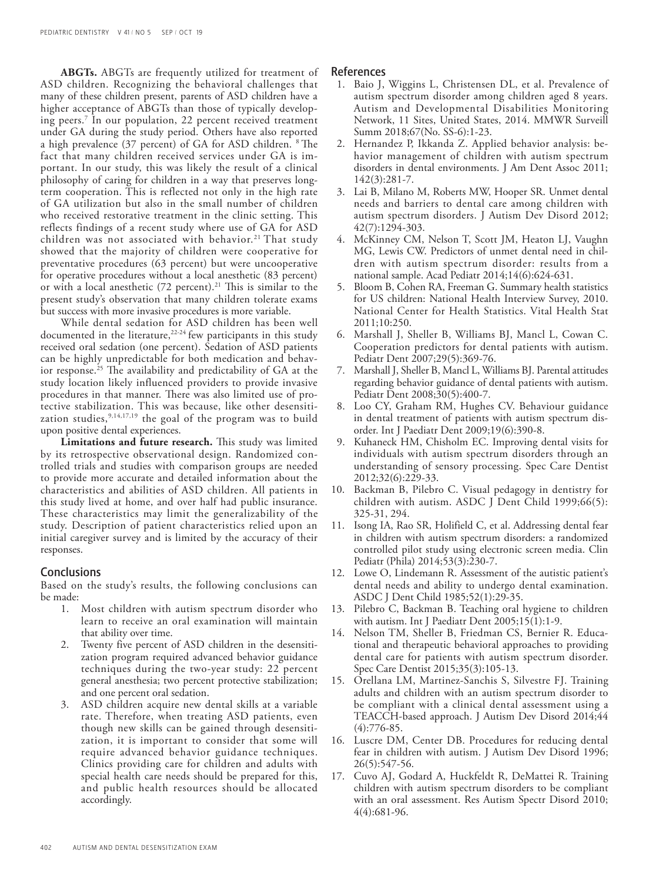**ABGTs.** ABGTs are frequently utilized for treatment of ASD children. Recognizing the behavioral challenges that many of these children present, parents of ASD children have a higher acceptance of ABGTs than those of typically developing peers.[7] In our population, 22 percent received treatment under GA during the study period. Others have also reported a high prevalence (37 percent) of GA for ASD children. [8] The fact that many children received services under GA is important. In our study, this was likely the result of a clinical philosophy of caring for children in a way that preserves long-term cooperation. This is reflected not only in the high rate of GA utilization but also in the small number of children who received restorative treatment in the clinic setting. This reflects findings of a recent study where use of GA for ASD children was not associated with behavior.[21] That study showed that the majority of children were cooperative for preventative procedures (63 percent) but were uncooperative for operative procedures without a local anesthetic (83 percent) or with a local anesthetic (72 percent).[21] This is similar to the present study's observation that many children tolerate exams but success with more invasive procedures is more variable.

While dental sedation for ASD children has been well documented in the literature,[22-24] few participants in this study received oral sedation (one percent). Sedation of ASD patients can be highly unpredictable for both medication and behavior response.[25] The availability and predictability of GA at the study location likely influenced providers to provide invasive procedures in that manner. There was also limited use of protective stabilization. This was because, like other desensitization studies,[9,14,17,19] the goal of the program was to build upon positive dental experiences.

**Limitations and future research.** This study was limited by its retrospective observational design. Randomized controlled trials and studies with comparison groups are needed to provide more accurate and detailed information about the characteristics and abilities of ASD children. All patients in this study lived at home, and over half had public insurance. These characteristics may limit the generalizability of the study. Description of patient characteristics relied upon an initial caregiver survey and is limited by the accuracy of their responses.

## Conclusions

Based on the study's results, the following conclusions can be made:

1. Most children with autism spectrum disorder who learn to receive an oral examination will maintain that ability over time.
2. Twenty five percent of ASD children in the desensitization program required advanced behavior guidance techniques during the two-year study: 22 percent general anesthesia; two percent protective stabilization; and one percent oral sedation.
3. ASD children acquire new dental skills at a variable rate. Therefore, when treating ASD patients, even though new skills can be gained through desensitization, it is important to consider that some will require advanced behavior guidance techniques. Clinics providing care for children and adults with special health care needs should be prepared for this, and public health resources should be allocated accordingly.

## References

1. Baio J, Wiggins L, Christensen DL, et al. Prevalence of autism spectrum disorder among children aged 8 years. Autism and Developmental Disabilities Monitoring Network, 11 Sites, United States, 2014. MMWR Surveill Summ 2018;67(No. SS-6):1-23.
2. Hernandez P, Ikkanda Z. Applied behavior analysis: behavior management of children with autism spectrum disorders in dental environments. J Am Dent Assoc 2011; 142(3):281-7.
3. Lai B, Milano M, Roberts MW, Hooper SR. Unmet dental needs and barriers to dental care among children with autism spectrum disorders. J Autism Dev Disord 2012; 42(7):1294-303.
4. McKinney CM, Nelson T, Scott JM, Heaton LJ, Vaughn MG, Lewis CW. Predictors of unmet dental need in children with autism spectrum disorder: results from a national sample. Acad Pediatr 2014;14(6):624-631.
5. Bloom B, Cohen RA, Freeman G. Summary health statistics for US children: National Health Interview Survey, 2010. National Center for Health Statistics. Vital Health Stat 2011;10:250.
6. Marshall J, Sheller B, Williams BJ, Mancl L, Cowan C. Cooperation predictors for dental patients with autism. Pediatr Dent 2007;29(5):369-76.
7. Marshall J, Sheller B, Mancl L, Williams BJ. Parental attitudes regarding behavior guidance of dental patients with autism. Pediatr Dent 2008;30(5):400-7.
8. Loo CY, Graham RM, Hughes CV. Behaviour guidance in dental treatment of patients with autism spectrum disorder. Int J Paediatr Dent 2009;19(6):390-8.
9. Kuhaneck HM, Chisholm EC. Improving dental visits for individuals with autism spectrum disorders through an understanding of sensory processing. Spec Care Dentist 2012;32(6):229-33.
10. Backman B, Pilebro C. Visual pedagogy in dentistry for children with autism. ASDC J Dent Child 1999;66(5): 325-31, 294.
11. Isong IA, Rao SR, Holifield C, et al. Addressing dental fear in children with autism spectrum disorders: a randomized controlled pilot study using electronic screen media. Clin Pediatr (Phila) 2014;53(3):230-7.
12. Lowe O, Lindemann R. Assessment of the autistic patient's dental needs and ability to undergo dental examination. ASDC J Dent Child 1985;52(1):29-35.
13. Pilebro C, Backman B. Teaching oral hygiene to children with autism. Int J Paediatr Dent 2005;15(1):1-9.
14. Nelson TM, Sheller B, Friedman CS, Bernier R. Educational and therapeutic behavioral approaches to providing dental care for patients with autism spectrum disorder. Spec Care Dentist 2015;35(3):105-13.
15. Orellana LM, Martinez-Sanchis S, Silvestre FJ. Training adults and children with an autism spectrum disorder to be compliant with a clinical dental assessment using a TEACCH-based approach. J Autism Dev Disord 2014;44 (4):776-85.
16. Luscre DM, Center DB. Procedures for reducing dental fear in children with autism. J Autism Dev Disord 1996; 26(5):547-56.
17. Cuvo AJ, Godard A, Huckfeldt R, DeMattei R. Training children with autism spectrum disorders to be compliant with an oral assessment. Res Autism Spectr Disord 2010; 4(4):681-96.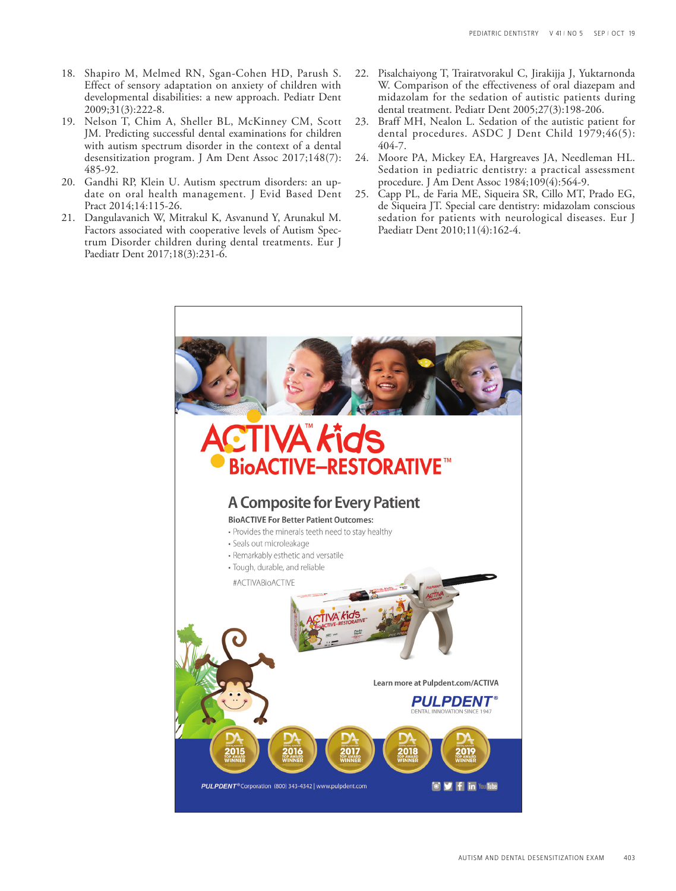18. Shapiro M, Melmed RN, Sgan-Cohen HD, Parush S. Effect of sensory adaptation on anxiety of children with developmental disabilities: a new approach. Pediatr Dent 2009;31(3):222-8.
19. Nelson T, Chim A, Sheller BL, McKinney CM, Scott JM. Predicting successful dental examinations for children with autism spectrum disorder in the context of a dental desensitization program. J Am Dent Assoc 2017;148(7):485-92.
20. Gandhi RP, Klein U. Autism spectrum disorders: an update on oral health management. J Evid Based Dent Pract 2014;14:115-26.
21. Dangulavanich W, Mitrakul K, Asvanund Y, Arunakul M. Factors associated with cooperative levels of Autism Spectrum Disorder children during dental treatments. Eur J Paediatr Dent 2017;18(3):231-6.
22. Pisalchaiyong T, Trairatvorakul C, Jirakijja J, Yuktarnonda W. Comparison of the effectiveness of oral diazepam and midazolam for the sedation of autistic patients during dental treatment. Pediatr Dent 2005;27(3):198-206.
23. Braff MH, Nealon L. Sedation of the autistic patient for dental procedures. ASDC J Dent Child 1979;46(5):404-7.
24. Moore PA, Mickey EA, Hargreaves JA, Needleman HL. Sedation in pediatric dentistry: a practical assessment procedure. J Am Dent Assoc 1984;109(4):564-9.
25. Capp PL, de Faria ME, Siqueira SR, Cillo MT, Prado EG, de Siqueira JT. Special care dentistry: midazolam conscious sedation for patients with neurological diseases. Eur J Paediatr Dent 2010;11(4):162-4.

ACTIVA™ kids BioACTIVE–RESTORATIVE™

## A Composite for Every Patient

**BioACTIVE For Better Patient Outcomes:**

- Provides the minerals teeth need to stay healthy
- Seals out microleakage
- Remarkably esthetic and versatile
- Tough, durable, and reliable

#ACTIVABioACTIVE

Learn more at Pulpdent.com/ACTIVA

PULPDENT® DENTAL INNOVATION SINCE 1947

2015 TOP AWARD WINNER · 2016 TOP AWARD WINNER · 2017 TOP AWARD WINNER · 2018 TOP AWARD WINNER · 2019 TOP AWARD WINNER

PULPDENT® Corporation (800) 343-4342 | www.pulpdent.com